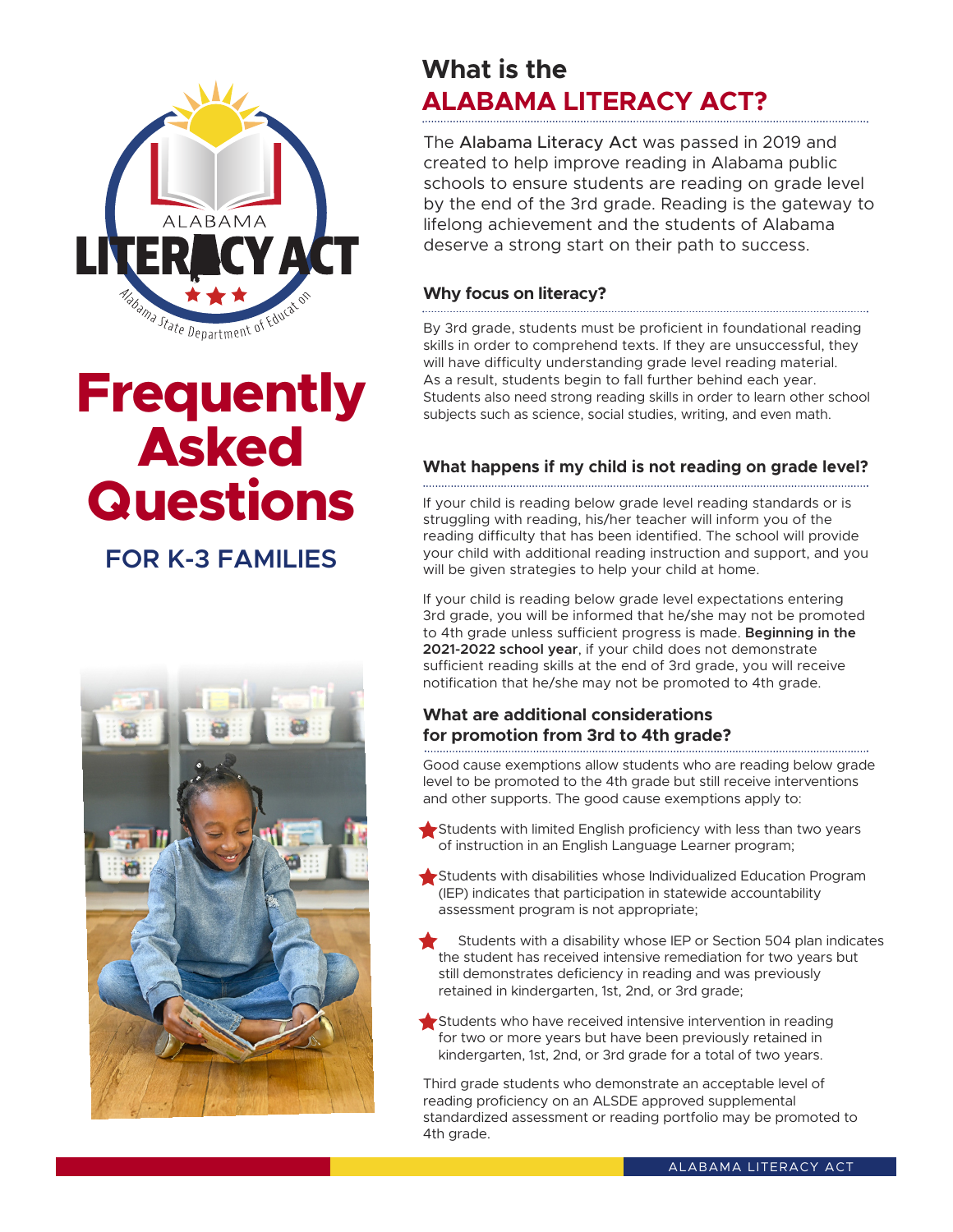# Frequently Asked Questions

## FOR K-3 FAMILIES

## What is the ALABAMA LITERACY ACT?

The Alabama Literacy Act was passed in 2019 and created to help improve reading in Alabama public schools to ensure students are reading on grade level by the end of the 3rd grade. Reading is the gateway to lifelong achievement and the students of Alabama deserve a strong start on their path to success.

### Why focus on literacy?

By 3rd grade, students must be proficient in foundational reading skills in order to comprehend texts. If they are unsuccessful, they will have difficulty understanding grade level reading material. As a result, students begin to fall further behind each year. Students also need strong reading skills in order to learn other school subjects such as science, social studies, writing, and even math.

### What happens if my child is not reading on grade level?

If your child is reading below grade level reading standards or is struggling with reading, his/her teacher will inform you of the reading difficulty that has been identified. The school will provide your child with additional reading instruction and support, and you will be given strategies to help your child at home.

If your child is reading below grade level expectations entering 3rd grade, you will be informed that he/she may not be promoted to 4th grade unless sufficient progress is made. **Beginning in the 2021-2022 school year**, if your child does not demonstrate sufficient reading skills at the end of 3rd grade, you will receive notification that he/she may not be promoted to 4th grade.

### What are additional considerations for promotion from 3rd to 4th grade?

Good cause exemptions allow students who are reading below grade level to be promoted to the 4th grade but still receive interventions and other supports. The good cause exemptions apply to:

- Students with limited English proficiency with less than two years of instruction in an English Language Learner program;
- Students with disabilities whose Individualized Education Program (IEP) indicates that participation in statewide accountability assessment program is not appropriate;
- Students with a disability whose IEP or Section 504 plan indicates the student has received intensive remediation for two years but still demonstrates deficiency in reading and was previously retained in kindergarten, 1st, 2nd, or 3rd grade;
- Students who have received intensive intervention in reading for two or more years but have been previously retained in kindergarten, 1st, 2nd, or 3rd grade for a total of two years.

Third grade students who demonstrate an acceptable level of reading proficiency on an ALSDE approved supplemental standardized assessment or reading portfolio may be promoted to 4th grade.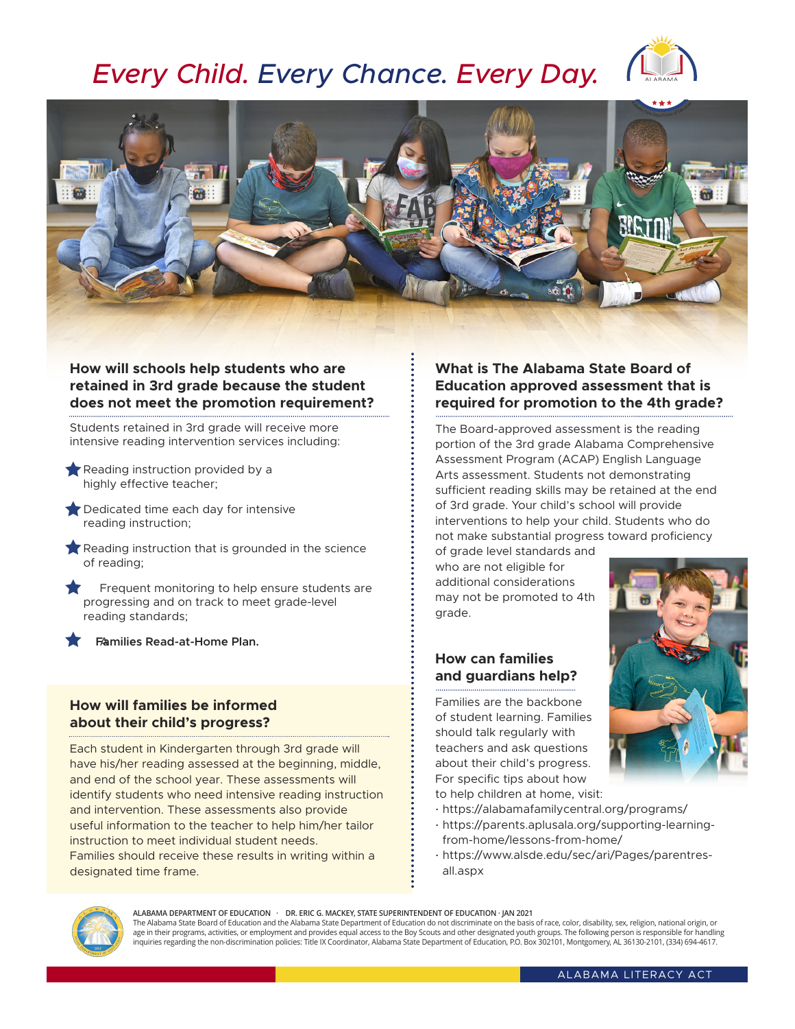*Every Child. Every Chance. Every Day.*

## How will schools help students who are retained in 3rd grade because the student does not meet the promotion requirement?

Students retained in 3rd grade will receive more intensive reading intervention services including:

- Reading instruction provided by a highly effective teacher;
- Dedicated time each day for intensive reading instruction;
- Reading instruction that is grounded in the science of reading;
- Frequent monitoring to help ensure students are progressing and on track to meet grade-level reading standards;
- **Families Read-at-Home Plan.**

## How will families be informed about their child's progress?

Each student in Kindergarten through 3rd grade will have his/her reading assessed at the beginning, middle, and end of the school year. These assessments will identify students who need intensive reading instruction and intervention. These assessments also provide useful information to the teacher to help him/her tailor instruction to meet individual student needs. Families should receive these results in writing within a designated time frame.

## What is The Alabama State Board of Education approved assessment that is required for promotion to the 4th grade?

The Board-approved assessment is the reading portion of the 3rd grade Alabama Comprehensive Assessment Program (ACAP) English Language Arts assessment. Students not demonstrating sufficient reading skills may be retained at the end of 3rd grade. Your child's school will provide interventions to help your child. Students who do not make substantial progress toward proficiency of grade level standards and who are not eligible for additional considerations may not be promoted to 4th grade.

## How can families and guardians help?

Families are the backbone of student learning. Families should talk regularly with teachers and ask questions about their child's progress. For specific tips about how to help children at home, visit:

- https://alabamafamilycentral.org/programs/
- https://parents.aplusala.org/supporting-learning-from-home/lessons-from-home/
- https://www.alsde.edu/sec/ari/Pages/parentres-all.aspx

ALABAMA DEPARTMENT OF EDUCATION · DR. ERIC G. MACKEY, STATE SUPERINTENDENT OF EDUCATION · JAN 2021

The Alabama State Board of Education and the Alabama State Department of Education do not discriminate on the basis of race, color, disability, sex, religion, national origin, or age in their programs, activities, or employment and provides equal access to the Boy Scouts and other designated youth groups. The following person is responsible for handling inquiries regarding the non-discrimination policies: Title IX Coordinator, Alabama State Department of Education, P.O. Box 302101, Montgomery, AL 36130-2101, (334) 694-4617.

ALABAMA LITERACY ACT